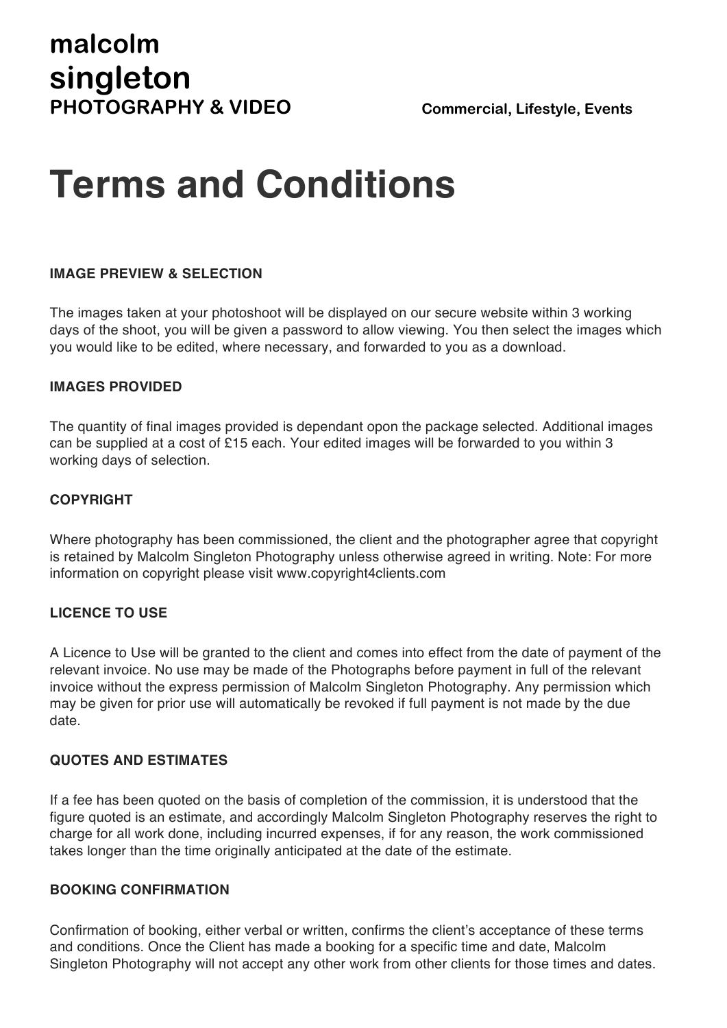**malcolm**
**singleton**
**PHOTOGRAPHY & VIDEO** **Commercial, Lifestyle, Events**

# Terms and Conditions

### IMAGE PREVIEW & SELECTION

The images taken at your photoshoot will be displayed on our secure website within 3 working days of the shoot, you will be given a password to allow viewing. You then select the images which you would like to be edited, where necessary, and forwarded to you as a download.

### IMAGES PROVIDED

The quantity of final images provided is dependant opon the package selected. Additional images can be supplied at a cost of £15 each. Your edited images will be forwarded to you within 3 working days of selection.

### COPYRIGHT

Where photography has been commissioned, the client and the photographer agree that copyright is retained by Malcolm Singleton Photography unless otherwise agreed in writing. Note: For more information on copyright please visit www.copyright4clients.com

### LICENCE TO USE

A Licence to Use will be granted to the client and comes into effect from the date of payment of the relevant invoice. No use may be made of the Photographs before payment in full of the relevant invoice without the express permission of Malcolm Singleton Photography. Any permission which may be given for prior use will automatically be revoked if full payment is not made by the due date.

### QUOTES AND ESTIMATES

If a fee has been quoted on the basis of completion of the commission, it is understood that the figure quoted is an estimate, and accordingly Malcolm Singleton Photography reserves the right to charge for all work done, including incurred expenses, if for any reason, the work commissioned takes longer than the time originally anticipated at the date of the estimate.

### BOOKING CONFIRMATION

Confirmation of booking, either verbal or written, confirms the client's acceptance of these terms and conditions. Once the Client has made a booking for a specific time and date, Malcolm Singleton Photography will not accept any other work from other clients for those times and dates.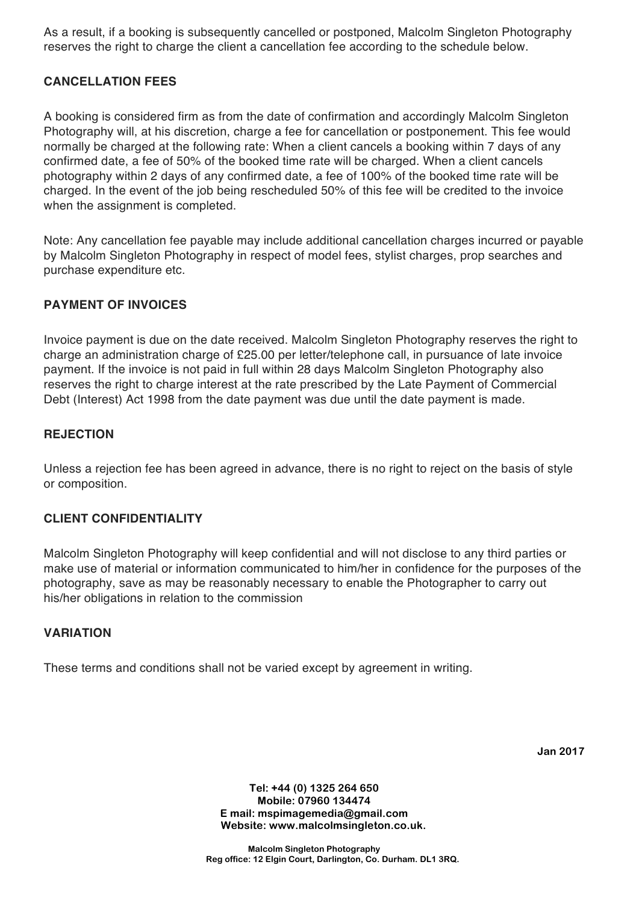As a result, if a booking is subsequently cancelled or postponed, Malcolm Singleton Photography reserves the right to charge the client a cancellation fee according to the schedule below.

**CANCELLATION FEES**

A booking is considered firm as from the date of confirmation and accordingly Malcolm Singleton Photography will, at his discretion, charge a fee for cancellation or postponement. This fee would normally be charged at the following rate: When a client cancels a booking within 7 days of any confirmed date, a fee of 50% of the booked time rate will be charged. When a client cancels photography within 2 days of any confirmed date, a fee of 100% of the booked time rate will be charged. In the event of the job being rescheduled 50% of this fee will be credited to the invoice when the assignment is completed.

Note: Any cancellation fee payable may include additional cancellation charges incurred or payable by Malcolm Singleton Photography in respect of model fees, stylist charges, prop searches and purchase expenditure etc.

**PAYMENT OF INVOICES**

Invoice payment is due on the date received. Malcolm Singleton Photography reserves the right to charge an administration charge of £25.00 per letter/telephone call, in pursuance of late invoice payment. If the invoice is not paid in full within 28 days Malcolm Singleton Photography also reserves the right to charge interest at the rate prescribed by the Late Payment of Commercial Debt (Interest) Act 1998 from the date payment was due until the date payment is made.

**REJECTION**

Unless a rejection fee has been agreed in advance, there is no right to reject on the basis of style or composition.

**CLIENT CONFIDENTIALITY**

Malcolm Singleton Photography will keep confidential and will not disclose to any third parties or make use of material or information communicated to him/her in confidence for the purposes of the photography, save as may be reasonably necessary to enable the Photographer to carry out his/her obligations in relation to the commission

**VARIATION**

These terms and conditions shall not be varied except by agreement in writing.

**Jan 2017**

**Tel: +44 (0) 1325 264 650**
**Mobile: 07960 134474**
**E mail: mspimagemedia@gmail.com**
**Website: www.malcolmsingleton.co.uk.**

**Malcolm Singleton Photography**
**Reg office: 12 Elgin Court, Darlington, Co. Durham. DL1 3RQ.**